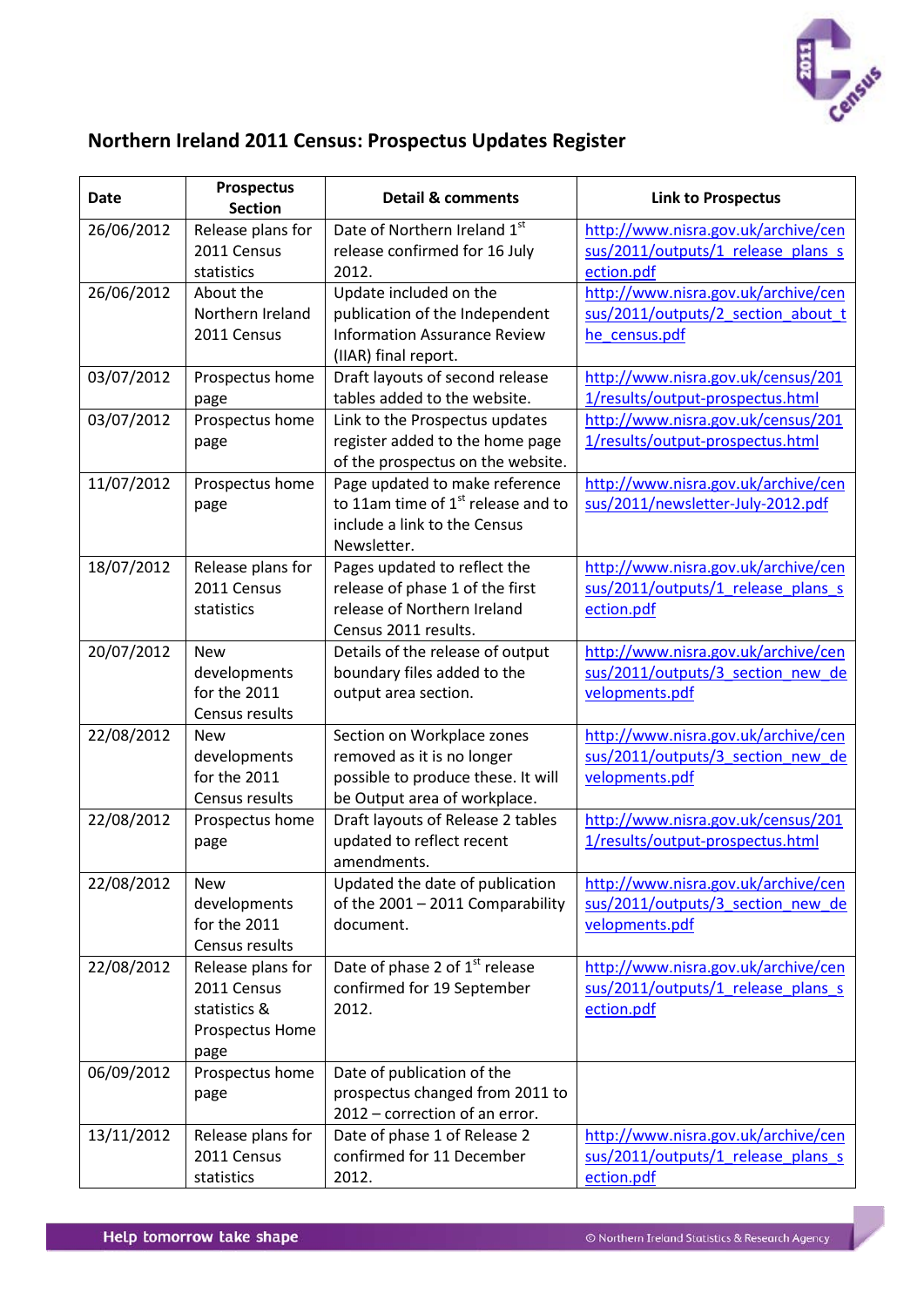# Northern Ireland 2011 Census: Prospectus Updates Register

| Date | Prospectus Section | Detail & comments | Link to Prospectus |
|---|---|---|---|
| 26/06/2012 | Release plans for 2011 Census statistics | Date of Northern Ireland 1st release confirmed for 16 July 2012. | http://www.nisra.gov.uk/archive/census/2011/outputs/1_release_plans_section.pdf |
| 26/06/2012 | About the Northern Ireland 2011 Census | Update included on the publication of the Independent Information Assurance Review (IIAR) final report. | http://www.nisra.gov.uk/archive/census/2011/outputs/2_section_about_the_census.pdf |
| 03/07/2012 | Prospectus home page | Draft layouts of second release tables added to the website. | http://www.nisra.gov.uk/census/2011/results/output-prospectus.html |
| 03/07/2012 | Prospectus home page | Link to the Prospectus updates register added to the home page of the prospectus on the website. | http://www.nisra.gov.uk/census/2011/results/output-prospectus.html |
| 11/07/2012 | Prospectus home page | Page updated to make reference to 11am time of 1st release and to include a link to the Census Newsletter. | http://www.nisra.gov.uk/archive/census/2011/newsletter-July-2012.pdf |
| 18/07/2012 | Release plans for 2011 Census statistics | Pages updated to reflect the release of phase 1 of the first release of Northern Ireland Census 2011 results. | http://www.nisra.gov.uk/archive/census/2011/outputs/1_release_plans_section.pdf |
| 20/07/2012 | New developments for the 2011 Census results | Details of the release of output boundary files added to the output area section. | http://www.nisra.gov.uk/archive/census/2011/outputs/3_section_new_developments.pdf |
| 22/08/2012 | New developments for the 2011 Census results | Section on Workplace zones removed as it is no longer possible to produce these. It will be Output area of workplace. | http://www.nisra.gov.uk/archive/census/2011/outputs/3_section_new_developments.pdf |
| 22/08/2012 | Prospectus home page | Draft layouts of Release 2 tables updated to reflect recent amendments. | http://www.nisra.gov.uk/census/2011/results/output-prospectus.html |
| 22/08/2012 | New developments for the 2011 Census results | Updated the date of publication of the 2001 – 2011 Comparability document. | http://www.nisra.gov.uk/archive/census/2011/outputs/3_section_new_developments.pdf |
| 22/08/2012 | Release plans for 2011 Census statistics & Prospectus Home page | Date of phase 2 of 1st release confirmed for 19 September 2012. | http://www.nisra.gov.uk/archive/census/2011/outputs/1_release_plans_section.pdf |
| 06/09/2012 | Prospectus home page | Date of publication of the prospectus changed from 2011 to 2012 – correction of an error. | |
| 13/11/2012 | Release plans for 2011 Census statistics | Date of phase 1 of Release 2 confirmed for 11 December 2012. | http://www.nisra.gov.uk/archive/census/2011/outputs/1_release_plans_section.pdf |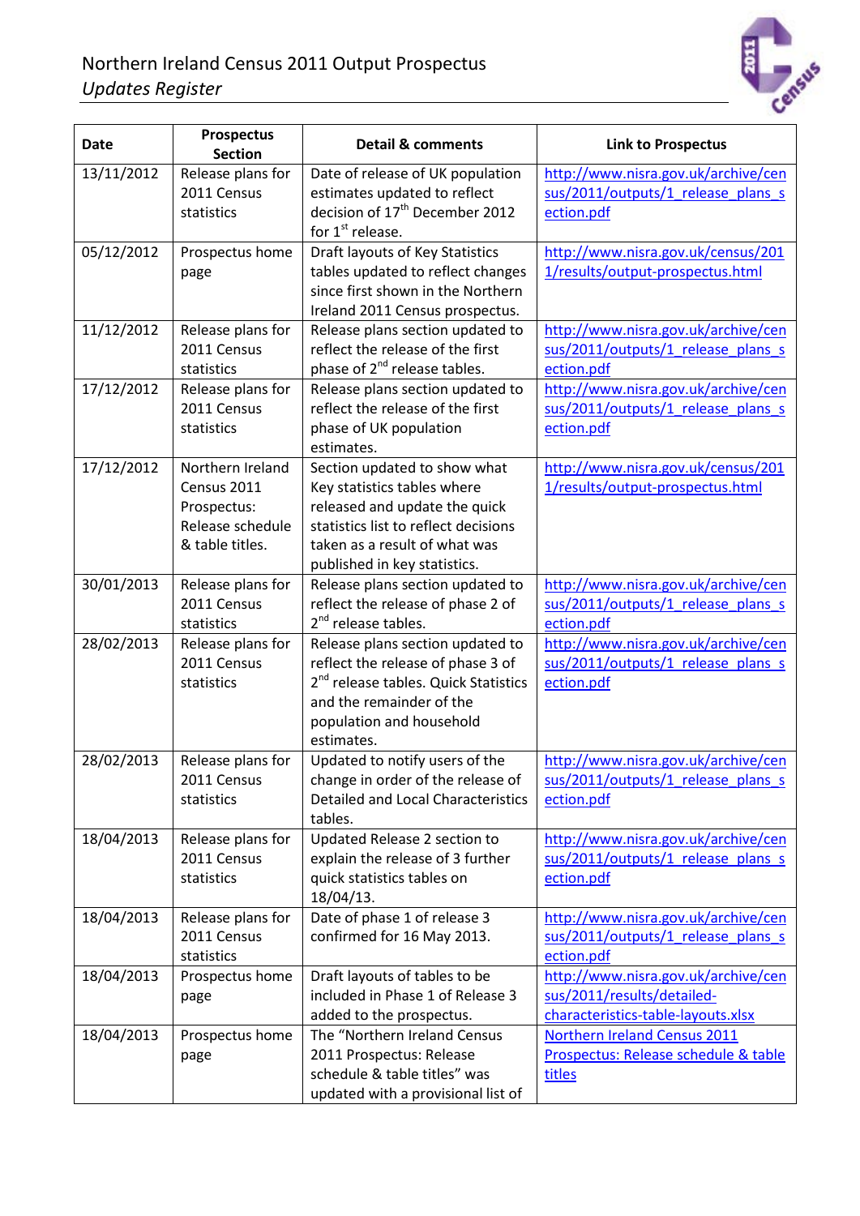Northern Ireland Census 2011 Output Prospectus
*Updates Register*

| Date | Prospectus Section | Detail & comments | Link to Prospectus |
|---|---|---|---|
| 13/11/2012 | Release plans for 2011 Census statistics | Date of release of UK population estimates updated to reflect decision of 17th December 2012 for 1st release. | http://www.nisra.gov.uk/archive/census/2011/outputs/1_release_plans_section.pdf |
| 05/12/2012 | Prospectus home page | Draft layouts of Key Statistics tables updated to reflect changes since first shown in the Northern Ireland 2011 Census prospectus. | http://www.nisra.gov.uk/census/2011/results/output-prospectus.html |
| 11/12/2012 | Release plans for 2011 Census statistics | Release plans section updated to reflect the release of the first phase of 2nd release tables. | http://www.nisra.gov.uk/archive/census/2011/outputs/1_release_plans_section.pdf |
| 17/12/2012 | Release plans for 2011 Census statistics | Release plans section updated to reflect the release of the first phase of UK population estimates. | http://www.nisra.gov.uk/archive/census/2011/outputs/1_release_plans_section.pdf |
| 17/12/2012 | Northern Ireland Census 2011 Prospectus: Release schedule & table titles. | Section updated to show what Key statistics tables where released and update the quick statistics list to reflect decisions taken as a result of what was published in key statistics. | http://www.nisra.gov.uk/census/2011/results/output-prospectus.html |
| 30/01/2013 | Release plans for 2011 Census statistics | Release plans section updated to reflect the release of phase 2 of 2nd release tables. | http://www.nisra.gov.uk/archive/census/2011/outputs/1_release_plans_section.pdf |
| 28/02/2013 | Release plans for 2011 Census statistics | Release plans section updated to reflect the release of phase 3 of 2nd release tables. Quick Statistics and the remainder of the population and household estimates. | http://www.nisra.gov.uk/archive/census/2011/outputs/1_release_plans_section.pdf |
| 28/02/2013 | Release plans for 2011 Census statistics | Updated to notify users of the change in order of the release of Detailed and Local Characteristics tables. | http://www.nisra.gov.uk/archive/census/2011/outputs/1_release_plans_section.pdf |
| 18/04/2013 | Release plans for 2011 Census statistics | Updated Release 2 section to explain the release of 3 further quick statistics tables on 18/04/13. | http://www.nisra.gov.uk/archive/census/2011/outputs/1_release_plans_section.pdf |
| 18/04/2013 | Release plans for 2011 Census statistics | Date of phase 1 of release 3 confirmed for 16 May 2013. | http://www.nisra.gov.uk/archive/census/2011/outputs/1_release_plans_section.pdf |
| 18/04/2013 | Prospectus home page | Draft layouts of tables to be included in Phase 1 of Release 3 added to the prospectus. | http://www.nisra.gov.uk/archive/census/2011/results/detailed-characteristics-table-layouts.xlsx |
| 18/04/2013 | Prospectus home page | The "Northern Ireland Census 2011 Prospectus: Release schedule & table titles" was updated with a provisional list of | Northern Ireland Census 2011 Prospectus: Release schedule & table titles |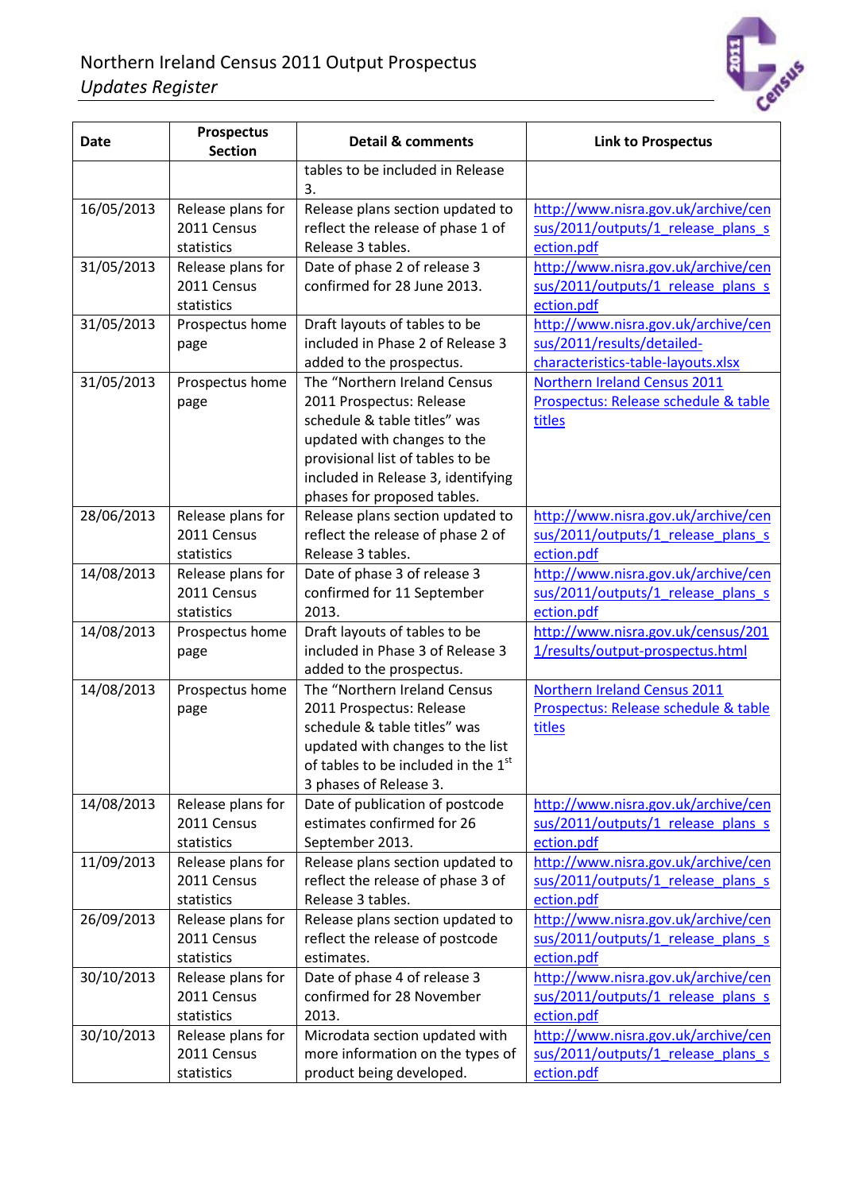| Date | Prospectus Section | Detail & comments | Link to Prospectus |
|---|---|---|---|
| | | tables to be included in Release 3. | |
| 16/05/2013 | Release plans for 2011 Census statistics | Release plans section updated to reflect the release of phase 1 of Release 3 tables. | http://www.nisra.gov.uk/archive/census/2011/outputs/1_release_plans_section.pdf |
| 31/05/2013 | Release plans for 2011 Census statistics | Date of phase 2 of release 3 confirmed for 28 June 2013. | http://www.nisra.gov.uk/archive/census/2011/outputs/1_release_plans_section.pdf |
| 31/05/2013 | Prospectus home page | Draft layouts of tables to be included in Phase 2 of Release 3 added to the prospectus. | http://www.nisra.gov.uk/archive/census/2011/results/detailed-characteristics-table-layouts.xlsx |
| 31/05/2013 | Prospectus home page | The "Northern Ireland Census 2011 Prospectus: Release schedule & table titles" was updated with changes to the provisional list of tables to be included in Release 3, identifying phases for proposed tables. | Northern Ireland Census 2011 Prospectus: Release schedule & table titles |
| 28/06/2013 | Release plans for 2011 Census statistics | Release plans section updated to reflect the release of phase 2 of Release 3 tables. | http://www.nisra.gov.uk/archive/census/2011/outputs/1_release_plans_section.pdf |
| 14/08/2013 | Release plans for 2011 Census statistics | Date of phase 3 of release 3 confirmed for 11 September 2013. | http://www.nisra.gov.uk/archive/census/2011/outputs/1_release_plans_section.pdf |
| 14/08/2013 | Prospectus home page | Draft layouts of tables to be included in Phase 3 of Release 3 added to the prospectus. | http://www.nisra.gov.uk/census/2011/results/output-prospectus.html |
| 14/08/2013 | Prospectus home page | The "Northern Ireland Census 2011 Prospectus: Release schedule & table titles" was updated with changes to the list of tables to be included in the 1st 3 phases of Release 3. | Northern Ireland Census 2011 Prospectus: Release schedule & table titles |
| 14/08/2013 | Release plans for 2011 Census statistics | Date of publication of postcode estimates confirmed for 26 September 2013. | http://www.nisra.gov.uk/archive/census/2011/outputs/1_release_plans_section.pdf |
| 11/09/2013 | Release plans for 2011 Census statistics | Release plans section updated to reflect the release of phase 3 of Release 3 tables. | http://www.nisra.gov.uk/archive/census/2011/outputs/1_release_plans_section.pdf |
| 26/09/2013 | Release plans for 2011 Census statistics | Release plans section updated to reflect the release of postcode estimates. | http://www.nisra.gov.uk/archive/census/2011/outputs/1_release_plans_section.pdf |
| 30/10/2013 | Release plans for 2011 Census statistics | Date of phase 4 of release 3 confirmed for 28 November 2013. | http://www.nisra.gov.uk/archive/census/2011/outputs/1_release_plans_section.pdf |
| 30/10/2013 | Release plans for 2011 Census statistics | Microdata section updated with more information on the types of product being developed. | http://www.nisra.gov.uk/archive/census/2011/outputs/1_release_plans_section.pdf |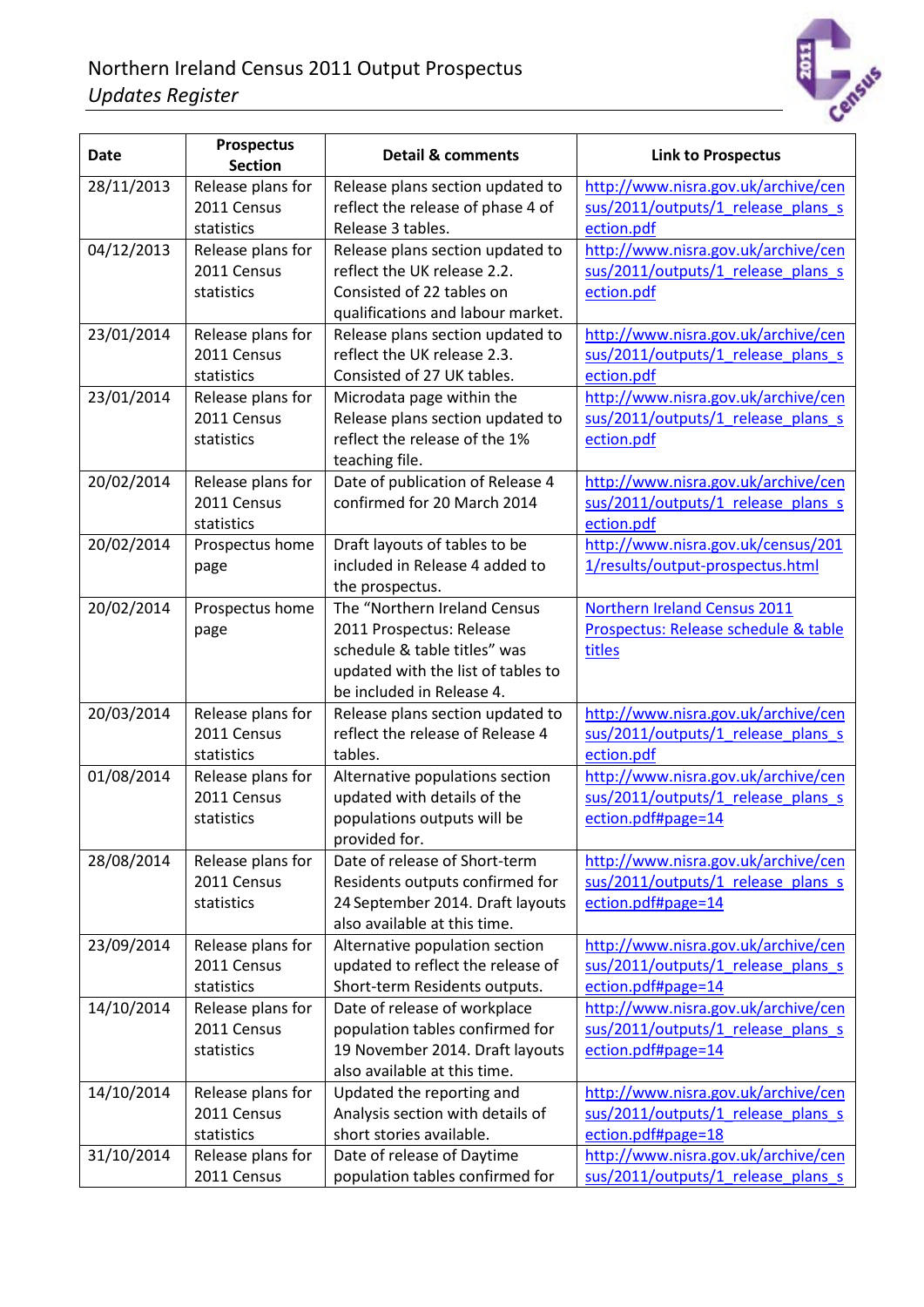Northern Ireland Census 2011 Output Prospectus

*Updates Register*

| Date | Prospectus Section | Detail & comments | Link to Prospectus |
|---|---|---|---|
| 28/11/2013 | Release plans for 2011 Census statistics | Release plans section updated to reflect the release of phase 4 of Release 3 tables. | http://www.nisra.gov.uk/archive/census/2011/outputs/1_release_plans_section.pdf |
| 04/12/2013 | Release plans for 2011 Census statistics | Release plans section updated to reflect the UK release 2.2. Consisted of 22 tables on qualifications and labour market. | http://www.nisra.gov.uk/archive/census/2011/outputs/1_release_plans_section.pdf |
| 23/01/2014 | Release plans for 2011 Census statistics | Release plans section updated to reflect the UK release 2.3. Consisted of 27 UK tables. | http://www.nisra.gov.uk/archive/census/2011/outputs/1_release_plans_section.pdf |
| 23/01/2014 | Release plans for 2011 Census statistics | Microdata page within the Release plans section updated to reflect the release of the 1% teaching file. | http://www.nisra.gov.uk/archive/census/2011/outputs/1_release_plans_section.pdf |
| 20/02/2014 | Release plans for 2011 Census statistics | Date of publication of Release 4 confirmed for 20 March 2014 | http://www.nisra.gov.uk/archive/census/2011/outputs/1_release_plans_section.pdf |
| 20/02/2014 | Prospectus home page | Draft layouts of tables to be included in Release 4 added to the prospectus. | http://www.nisra.gov.uk/census/2011/results/output-prospectus.html |
| 20/02/2014 | Prospectus home page | The "Northern Ireland Census 2011 Prospectus: Release schedule & table titles" was updated with the list of tables to be included in Release 4. | Northern Ireland Census 2011 Prospectus: Release schedule & table titles |
| 20/03/2014 | Release plans for 2011 Census statistics | Release plans section updated to reflect the release of Release 4 tables. | http://www.nisra.gov.uk/archive/census/2011/outputs/1_release_plans_section.pdf |
| 01/08/2014 | Release plans for 2011 Census statistics | Alternative populations section updated with details of the populations outputs will be provided for. | http://www.nisra.gov.uk/archive/census/2011/outputs/1_release_plans_section.pdf#page=14 |
| 28/08/2014 | Release plans for 2011 Census statistics | Date of release of Short-term Residents outputs confirmed for 24 September 2014. Draft layouts also available at this time. | http://www.nisra.gov.uk/archive/census/2011/outputs/1_release_plans_section.pdf#page=14 |
| 23/09/2014 | Release plans for 2011 Census statistics | Alternative population section updated to reflect the release of Short-term Residents outputs. | http://www.nisra.gov.uk/archive/census/2011/outputs/1_release_plans_section.pdf#page=14 |
| 14/10/2014 | Release plans for 2011 Census statistics | Date of release of workplace population tables confirmed for 19 November 2014. Draft layouts also available at this time. | http://www.nisra.gov.uk/archive/census/2011/outputs/1_release_plans_section.pdf#page=14 |
| 14/10/2014 | Release plans for 2011 Census statistics | Updated the reporting and Analysis section with details of short stories available. | http://www.nisra.gov.uk/archive/census/2011/outputs/1_release_plans_section.pdf#page=18 |
| 31/10/2014 | Release plans for 2011 Census | Date of release of Daytime population tables confirmed for | http://www.nisra.gov.uk/archive/census/2011/outputs/1_release_plans_s |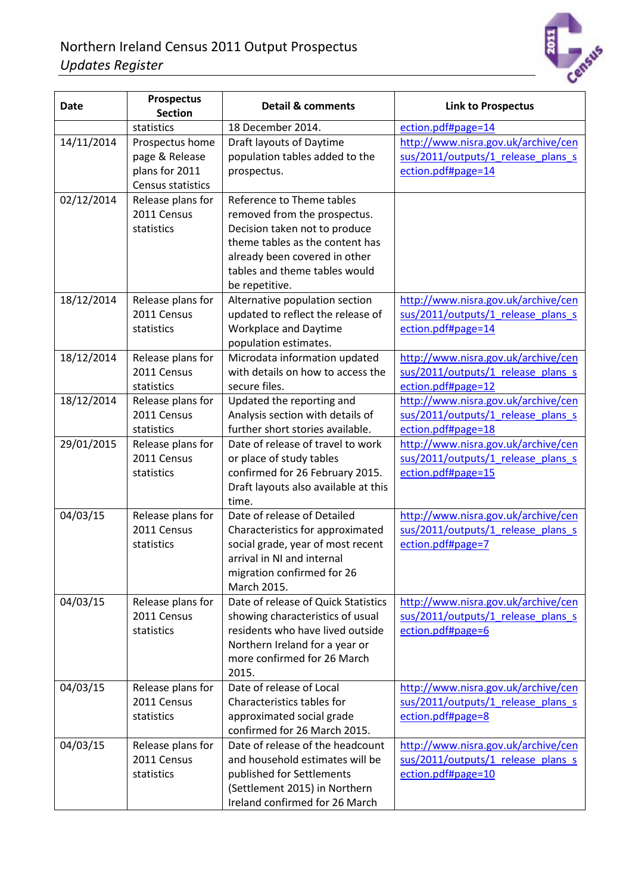| Date | Prospectus Section | Detail & comments | Link to Prospectus |
|---|---|---|---|
| | statistics | 18 December 2014. | ection.pdf#page=14 |
| 14/11/2014 | Prospectus home page & Release plans for 2011 Census statistics | Draft layouts of Daytime population tables added to the prospectus. | http://www.nisra.gov.uk/archive/census/2011/outputs/1_release_plans_section.pdf#page=14 |
| 02/12/2014 | Release plans for 2011 Census statistics | Reference to Theme tables removed from the prospectus. Decision taken not to produce theme tables as the content has already been covered in other tables and theme tables would be repetitive. | |
| 18/12/2014 | Release plans for 2011 Census statistics | Alternative population section updated to reflect the release of Workplace and Daytime population estimates. | http://www.nisra.gov.uk/archive/census/2011/outputs/1_release_plans_section.pdf#page=14 |
| 18/12/2014 | Release plans for 2011 Census statistics | Microdata information updated with details on how to access the secure files. | http://www.nisra.gov.uk/archive/census/2011/outputs/1_release_plans_section.pdf#page=12 |
| 18/12/2014 | Release plans for 2011 Census statistics | Updated the reporting and Analysis section with details of further short stories available. | http://www.nisra.gov.uk/archive/census/2011/outputs/1_release_plans_section.pdf#page=18 |
| 29/01/2015 | Release plans for 2011 Census statistics | Date of release of travel to work or place of study tables confirmed for 26 February 2015. Draft layouts also available at this time. | http://www.nisra.gov.uk/archive/census/2011/outputs/1_release_plans_section.pdf#page=15 |
| 04/03/15 | Release plans for 2011 Census statistics | Date of release of Detailed Characteristics for approximated social grade, year of most recent arrival in NI and internal migration confirmed for 26 March 2015. | http://www.nisra.gov.uk/archive/census/2011/outputs/1_release_plans_section.pdf#page=7 |
| 04/03/15 | Release plans for 2011 Census statistics | Date of release of Quick Statistics showing characteristics of usual residents who have lived outside Northern Ireland for a year or more confirmed for 26 March 2015. | http://www.nisra.gov.uk/archive/census/2011/outputs/1_release_plans_section.pdf#page=6 |
| 04/03/15 | Release plans for 2011 Census statistics | Date of release of Local Characteristics tables for approximated social grade confirmed for 26 March 2015. | http://www.nisra.gov.uk/archive/census/2011/outputs/1_release_plans_section.pdf#page=8 |
| 04/03/15 | Release plans for 2011 Census statistics | Date of release of the headcount and household estimates will be published for Settlements (Settlement 2015) in Northern Ireland confirmed for 26 March | http://www.nisra.gov.uk/archive/census/2011/outputs/1_release_plans_section.pdf#page=10 |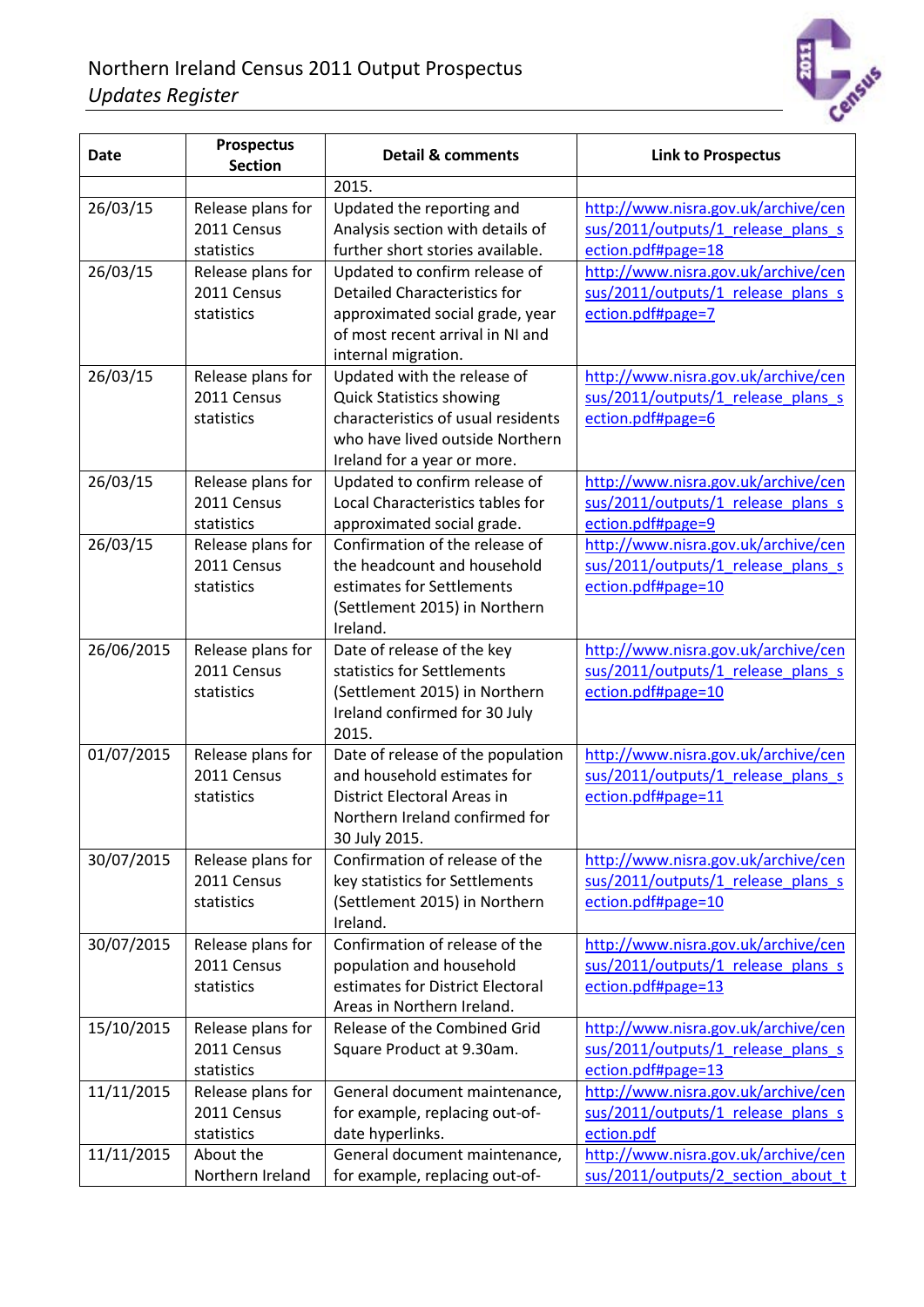Northern Ireland Census 2011 Output Prospectus
*Updates Register*

| Date | Prospectus Section | Detail & comments | Link to Prospectus |
|---|---|---|---|
| | | 2015. | |
| 26/03/15 | Release plans for 2011 Census statistics | Updated the reporting and Analysis section with details of further short stories available. | http://www.nisra.gov.uk/archive/census/2011/outputs/1_release_plans_section.pdf#page=18 |
| 26/03/15 | Release plans for 2011 Census statistics | Updated to confirm release of Detailed Characteristics for approximated social grade, year of most recent arrival in NI and internal migration. | http://www.nisra.gov.uk/archive/census/2011/outputs/1_release_plans_section.pdf#page=7 |
| 26/03/15 | Release plans for 2011 Census statistics | Updated with the release of Quick Statistics showing characteristics of usual residents who have lived outside Northern Ireland for a year or more. | http://www.nisra.gov.uk/archive/census/2011/outputs/1_release_plans_section.pdf#page=6 |
| 26/03/15 | Release plans for 2011 Census statistics | Updated to confirm release of Local Characteristics tables for approximated social grade. | http://www.nisra.gov.uk/archive/census/2011/outputs/1_release_plans_section.pdf#page=9 |
| 26/03/15 | Release plans for 2011 Census statistics | Confirmation of the release of the headcount and household estimates for Settlements (Settlement 2015) in Northern Ireland. | http://www.nisra.gov.uk/archive/census/2011/outputs/1_release_plans_section.pdf#page=10 |
| 26/06/2015 | Release plans for 2011 Census statistics | Date of release of the key statistics for Settlements (Settlement 2015) in Northern Ireland confirmed for 30 July 2015. | http://www.nisra.gov.uk/archive/census/2011/outputs/1_release_plans_section.pdf#page=10 |
| 01/07/2015 | Release plans for 2011 Census statistics | Date of release of the population and household estimates for District Electoral Areas in Northern Ireland confirmed for 30 July 2015. | http://www.nisra.gov.uk/archive/census/2011/outputs/1_release_plans_section.pdf#page=11 |
| 30/07/2015 | Release plans for 2011 Census statistics | Confirmation of release of the key statistics for Settlements (Settlement 2015) in Northern Ireland. | http://www.nisra.gov.uk/archive/census/2011/outputs/1_release_plans_section.pdf#page=10 |
| 30/07/2015 | Release plans for 2011 Census statistics | Confirmation of release of the population and household estimates for District Electoral Areas in Northern Ireland. | http://www.nisra.gov.uk/archive/census/2011/outputs/1_release_plans_section.pdf#page=13 |
| 15/10/2015 | Release plans for 2011 Census statistics | Release of the Combined Grid Square Product at 9.30am. | http://www.nisra.gov.uk/archive/census/2011/outputs/1_release_plans_section.pdf#page=13 |
| 11/11/2015 | Release plans for 2011 Census statistics | General document maintenance, for example, replacing out-of-date hyperlinks. | http://www.nisra.gov.uk/archive/census/2011/outputs/1_release_plans_section.pdf |
| 11/11/2015 | About the Northern Ireland | General document maintenance, for example, replacing out-of- | http://www.nisra.gov.uk/archive/census/2011/outputs/2_section_about_t |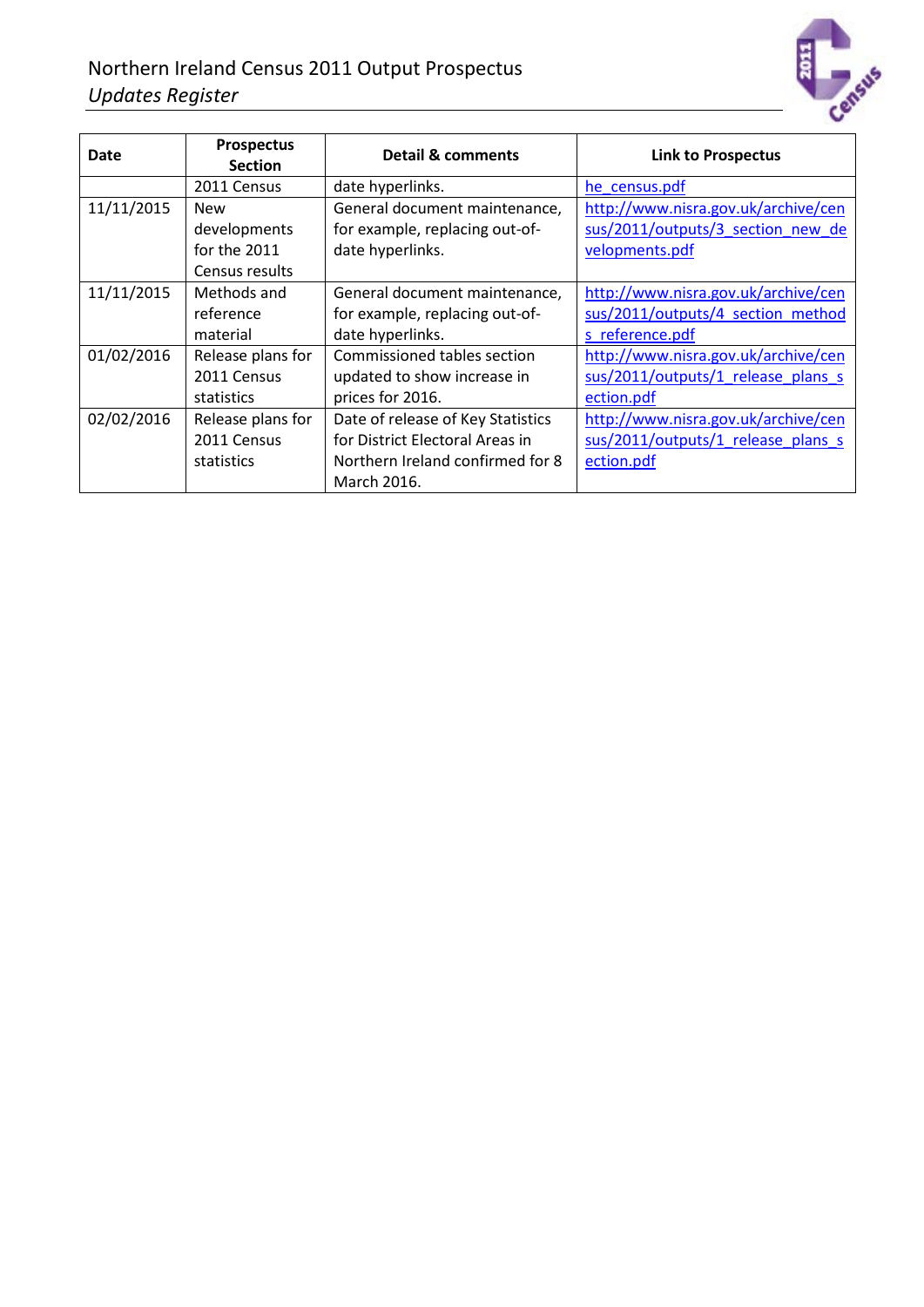| Date | Prospectus Section | Detail & comments | Link to Prospectus |
|---|---|---|---|
| | 2011 Census | date hyperlinks. | he_census.pdf |
| 11/11/2015 | New developments for the 2011 Census results | General document maintenance, for example, replacing out-of-date hyperlinks. | http://www.nisra.gov.uk/archive/census/2011/outputs/3_section_new_developments.pdf |
| 11/11/2015 | Methods and reference material | General document maintenance, for example, replacing out-of-date hyperlinks. | http://www.nisra.gov.uk/archive/census/2011/outputs/4_section_methods_reference.pdf |
| 01/02/2016 | Release plans for 2011 Census statistics | Commissioned tables section updated to show increase in prices for 2016. | http://www.nisra.gov.uk/archive/census/2011/outputs/1_release_plans_section.pdf |
| 02/02/2016 | Release plans for 2011 Census statistics | Date of release of Key Statistics for District Electoral Areas in Northern Ireland confirmed for 8 March 2016. | http://www.nisra.gov.uk/archive/census/2011/outputs/1_release_plans_section.pdf |